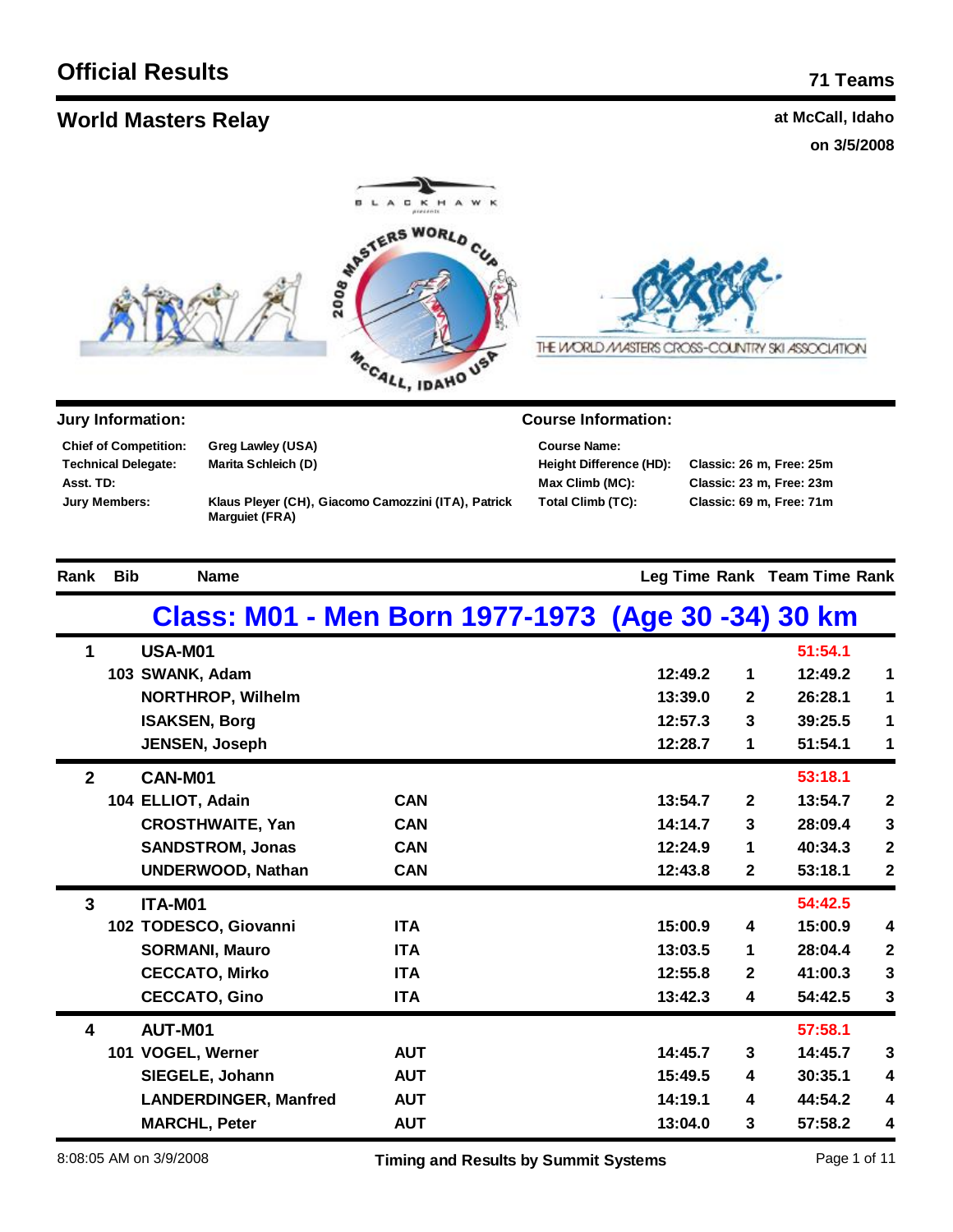# Official Results

**71 Teams**

## World Masters Relay

**at McCall, Idaho**
**on 3/5/2008**

### Jury Information:

| | |
|---|---|
| **Chief of Competition:** | Greg Lawley (USA) |
| **Technical Delegate:** | Marita Schleich (D) |
| **Asst. TD:** | |
| **Jury Members:** | Klaus Pleyer (CH), Giacomo Camozzini (ITA), Patrick Marguiet (FRA) |

### Course Information:

| | |
|---|---|
| **Course Name:** | |
| **Height Difference (HD):** | Classic: 26 m, Free: 25m |
| **Max Climb (MC):** | Classic: 23 m, Free: 23m |
| **Total Climb (TC):** | Classic: 69 m, Free: 71m |

## Class: M01 - Men Born 1977-1973 (Age 30 -34) 30 km

| Rank | Bib | Name | | Leg Time | Rank | Team Time | Rank |
|---|---|---|---|---|---|---|---|
| 1 | | USA-M01 | | | | 51:54.1 | |
| | 103 | SWANK, Adam | | 12:49.2 | 1 | 12:49.2 | 1 |
| | | NORTHROP, Wilhelm | | 13:39.0 | 2 | 26:28.1 | 1 |
| | | ISAKSEN, Borg | | 12:57.3 | 3 | 39:25.5 | 1 |
| | | JENSEN, Joseph | | 12:28.7 | 1 | 51:54.1 | 1 |
| 2 | | CAN-M01 | | | | 53:18.1 | |
| | 104 | ELLIOT, Adain | CAN | 13:54.7 | 2 | 13:54.7 | 2 |
| | | CROSTHWAITE, Yan | CAN | 14:14.7 | 3 | 28:09.4 | 3 |
| | | SANDSTROM, Jonas | CAN | 12:24.9 | 1 | 40:34.3 | 2 |
| | | UNDERWOOD, Nathan | CAN | 12:43.8 | 2 | 53:18.1 | 2 |
| 3 | | ITA-M01 | | | | 54:42.5 | |
| | 102 | TODESCO, Giovanni | ITA | 15:00.9 | 4 | 15:00.9 | 4 |
| | | SORMANI, Mauro | ITA | 13:03.5 | 1 | 28:04.4 | 2 |
| | | CECCATO, Mirko | ITA | 12:55.8 | 2 | 41:00.3 | 3 |
| | | CECCATO, Gino | ITA | 13:42.3 | 4 | 54:42.5 | 3 |
| 4 | | AUT-M01 | | | | 57:58.1 | |
| | 101 | VOGEL, Werner | AUT | 14:45.7 | 3 | 14:45.7 | 3 |
| | | SIEGELE, Johann | AUT | 15:49.5 | 4 | 30:35.1 | 4 |
| | | LANDERDINGER, Manfred | AUT | 14:19.1 | 4 | 44:54.2 | 4 |
| | | MARCHL, Peter | AUT | 13:04.0 | 3 | 57:58.2 | 4 |

8:08:05 AM on 3/9/2008 — Timing and Results by Summit Systems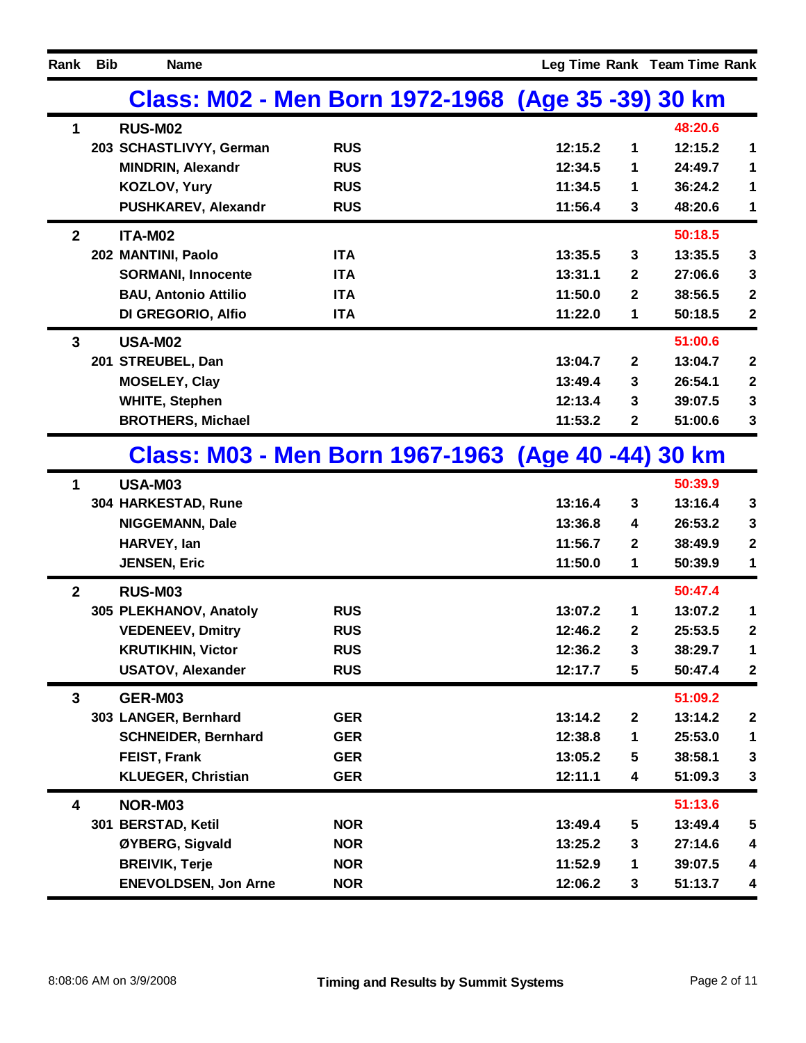| Rank | Bib | Name | | Leg Time | Rank | Team Time | Rank |
|---|---|---|---|---|---|---|---|

## Class: M02 - Men Born 1972-1968 (Age 35 -39) 30 km

| Rank | Bib | Name | | Leg Time | Rank | Team Time | Rank |
|---|---|---|---|---|---|---|---|
| 1 | | RUS-M02 | | | | 48:20.6 | |
| | 203 | SCHASTLIVYY, German | RUS | 12:15.2 | 1 | 12:15.2 | 1 |
| | | MINDRIN, Alexandr | RUS | 12:34.5 | 1 | 24:49.7 | 1 |
| | | KOZLOV, Yury | RUS | 11:34.5 | 1 | 36:24.2 | 1 |
| | | PUSHKAREV, Alexandr | RUS | 11:56.4 | 3 | 48:20.6 | 1 |
| 2 | | ITA-M02 | | | | 50:18.5 | |
| | 202 | MANTINI, Paolo | ITA | 13:35.5 | 3 | 13:35.5 | 3 |
| | | SORMANI, Innocente | ITA | 13:31.1 | 2 | 27:06.6 | 3 |
| | | BAU, Antonio Attilio | ITA | 11:50.0 | 2 | 38:56.5 | 2 |
| | | DI GREGORIO, Alfio | ITA | 11:22.0 | 1 | 50:18.5 | 2 |
| 3 | | USA-M02 | | | | 51:00.6 | |
| | 201 | STREUBEL, Dan | | 13:04.7 | 2 | 13:04.7 | 2 |
| | | MOSELEY, Clay | | 13:49.4 | 3 | 26:54.1 | 2 |
| | | WHITE, Stephen | | 12:13.4 | 3 | 39:07.5 | 3 |
| | | BROTHERS, Michael | | 11:53.2 | 2 | 51:00.6 | 3 |

## Class: M03 - Men Born 1967-1963 (Age 40 -44) 30 km

| Rank | Bib | Name | | Leg Time | Rank | Team Time | Rank |
|---|---|---|---|---|---|---|---|
| 1 | | USA-M03 | | | | 50:39.9 | |
| | 304 | HARKESTAD, Rune | | 13:16.4 | 3 | 13:16.4 | 3 |
| | | NIGGEMANN, Dale | | 13:36.8 | 4 | 26:53.2 | 3 |
| | | HARVEY, Ian | | 11:56.7 | 2 | 38:49.9 | 2 |
| | | JENSEN, Eric | | 11:50.0 | 1 | 50:39.9 | 1 |
| 2 | | RUS-M03 | | | | 50:47.4 | |
| | 305 | PLEKHANOV, Anatoly | RUS | 13:07.2 | 1 | 13:07.2 | 1 |
| | | VEDENEEV, Dmitry | RUS | 12:46.2 | 2 | 25:53.5 | 2 |
| | | KRUTIKHIN, Victor | RUS | 12:36.2 | 3 | 38:29.7 | 1 |
| | | USATOV, Alexander | RUS | 12:17.7 | 5 | 50:47.4 | 2 |
| 3 | | GER-M03 | | | | 51:09.2 | |
| | 303 | LANGER, Bernhard | GER | 13:14.2 | 2 | 13:14.2 | 2 |
| | | SCHNEIDER, Bernhard | GER | 12:38.8 | 1 | 25:53.0 | 1 |
| | | FEIST, Frank | GER | 13:05.2 | 5 | 38:58.1 | 3 |
| | | KLUEGER, Christian | GER | 12:11.1 | 4 | 51:09.3 | 3 |
| 4 | | NOR-M03 | | | | 51:13.6 | |
| | 301 | BERSTAD, Ketil | NOR | 13:49.4 | 5 | 13:49.4 | 5 |
| | | ØYBERG, Sigvald | NOR | 13:25.2 | 3 | 27:14.6 | 4 |
| | | BREIVIK, Terje | NOR | 11:52.9 | 1 | 39:07.5 | 4 |
| | | ENEVOLDSEN, Jon Arne | NOR | 12:06.2 | 3 | 51:13.7 | 4 |

8:08:06 AM on 3/9/2008 — Timing and Results by Summit Systems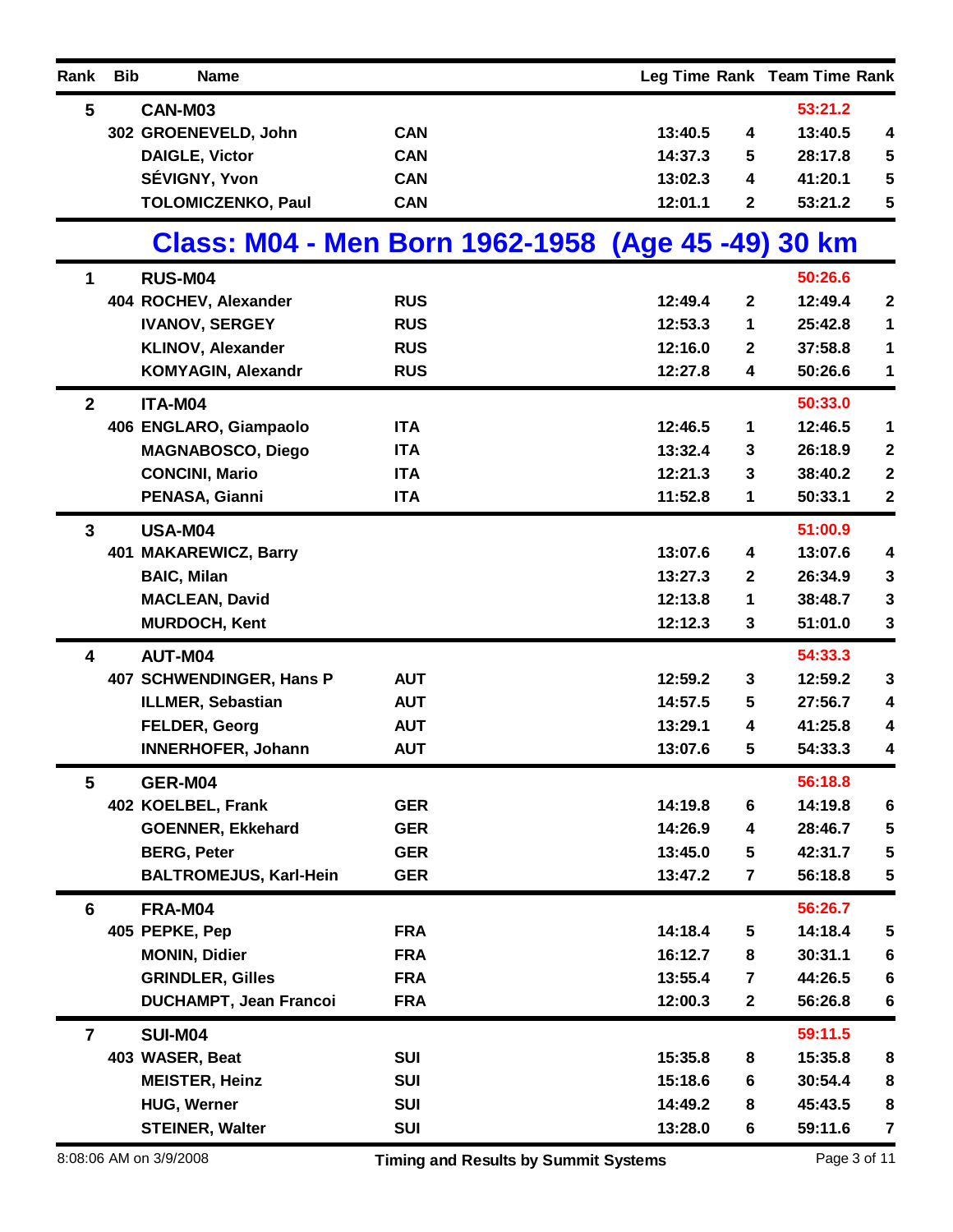| Rank | Bib | Name | | Leg Time | Rank | Team Time | Rank |
|---|---|---|---|---|---|---|---|
| 5 | | CAN-M03 | | | | 53:21.2 | |
| | 302 | GROENEVELD, John | CAN | 13:40.5 | 4 | 13:40.5 | 4 |
| | | DAIGLE, Victor | CAN | 14:37.3 | 5 | 28:17.8 | 5 |
| | | SÉVIGNY, Yvon | CAN | 13:02.3 | 4 | 41:20.1 | 5 |
| | | TOLOMICZENKO, Paul | CAN | 12:01.1 | 2 | 53:21.2 | 5 |

## Class: M04 - Men Born 1962-1958 (Age 45 -49) 30 km

| Rank | Bib | Name | | Leg Time | Rank | Team Time | Rank |
|---|---|---|---|---|---|---|---|
| 1 | | RUS-M04 | | | | 50:26.6 | |
| | 404 | ROCHEV, Alexander | RUS | 12:49.4 | 2 | 12:49.4 | 2 |
| | | IVANOV, SERGEY | RUS | 12:53.3 | 1 | 25:42.8 | 1 |
| | | KLINOV, Alexander | RUS | 12:16.0 | 2 | 37:58.8 | 1 |
| | | KOMYAGIN, Alexandr | RUS | 12:27.8 | 4 | 50:26.6 | 1 |
| 2 | | ITA-M04 | | | | 50:33.0 | |
| | 406 | ENGLARO, Giampaolo | ITA | 12:46.5 | 1 | 12:46.5 | 1 |
| | | MAGNABOSCO, Diego | ITA | 13:32.4 | 3 | 26:18.9 | 2 |
| | | CONCINI, Mario | ITA | 12:21.3 | 3 | 38:40.2 | 2 |
| | | PENASA, Gianni | ITA | 11:52.8 | 1 | 50:33.1 | 2 |
| 3 | | USA-M04 | | | | 51:00.9 | |
| | 401 | MAKAREWICZ, Barry | | 13:07.6 | 4 | 13:07.6 | 4 |
| | | BAIC, Milan | | 13:27.3 | 2 | 26:34.9 | 3 |
| | | MACLEAN, David | | 12:13.8 | 1 | 38:48.7 | 3 |
| | | MURDOCH, Kent | | 12:12.3 | 3 | 51:01.0 | 3 |
| 4 | | AUT-M04 | | | | 54:33.3 | |
| | 407 | SCHWENDINGER, Hans P | AUT | 12:59.2 | 3 | 12:59.2 | 3 |
| | | ILLMER, Sebastian | AUT | 14:57.5 | 5 | 27:56.7 | 4 |
| | | FELDER, Georg | AUT | 13:29.1 | 4 | 41:25.8 | 4 |
| | | INNERHOFER, Johann | AUT | 13:07.6 | 5 | 54:33.3 | 4 |
| 5 | | GER-M04 | | | | 56:18.8 | |
| | 402 | KOELBEL, Frank | GER | 14:19.8 | 6 | 14:19.8 | 6 |
| | | GOENNER, Ekkehard | GER | 14:26.9 | 4 | 28:46.7 | 5 |
| | | BERG, Peter | GER | 13:45.0 | 5 | 42:31.7 | 5 |
| | | BALTROMEJUS, Karl-Hein | GER | 13:47.2 | 7 | 56:18.8 | 5 |
| 6 | | FRA-M04 | | | | 56:26.7 | |
| | 405 | PEPKE, Pep | FRA | 14:18.4 | 5 | 14:18.4 | 5 |
| | | MONIN, Didier | FRA | 16:12.7 | 8 | 30:31.1 | 6 |
| | | GRINDLER, Gilles | FRA | 13:55.4 | 7 | 44:26.5 | 6 |
| | | DUCHAMPT, Jean Francoi | FRA | 12:00.3 | 2 | 56:26.8 | 6 |
| 7 | | SUI-M04 | | | | 59:11.5 | |
| | 403 | WASER, Beat | SUI | 15:35.8 | 8 | 15:35.8 | 8 |
| | | MEISTER, Heinz | SUI | 15:18.6 | 6 | 30:54.4 | 8 |
| | | HUG, Werner | SUI | 14:49.2 | 8 | 45:43.5 | 8 |
| | | STEINER, Walter | SUI | 13:28.0 | 6 | 59:11.6 | 7 |

8:08:06 AM on 3/9/2008 — Timing and Results by Summit Systems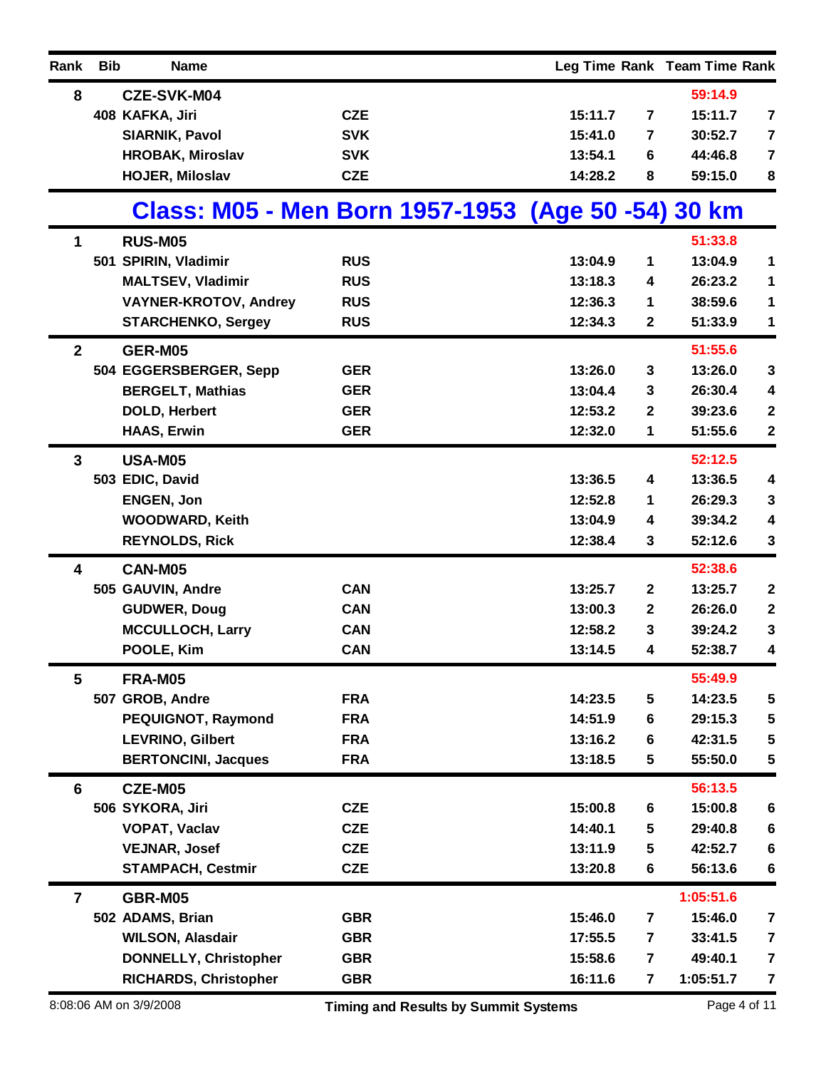| Rank | Bib | Name | | Leg Time | Rank | Team Time | Rank |
|---|---|---|---|---|---|---|---|
| 8 | | CZE-SVK-M04 | | | | 59:14.9 | |
| | 408 | KAFKA, Jiri | CZE | 15:11.7 | 7 | 15:11.7 | 7 |
| | | SIARNIK, Pavol | SVK | 15:41.0 | 7 | 30:52.7 | 7 |
| | | HROBAK, Miroslav | SVK | 13:54.1 | 6 | 44:46.8 | 7 |
| | | HOJER, Miloslav | CZE | 14:28.2 | 8 | 59:15.0 | 8 |

## Class: M05 - Men Born 1957-1953 (Age 50 -54) 30 km

| Rank | Bib | Name | | Leg Time | Rank | Team Time | Rank |
|---|---|---|---|---|---|---|---|
| 1 | | RUS-M05 | | | | 51:33.8 | |
| | 501 | SPIRIN, Vladimir | RUS | 13:04.9 | 1 | 13:04.9 | 1 |
| | | MALTSEV, Vladimir | RUS | 13:18.3 | 4 | 26:23.2 | 1 |
| | | VAYNER-KROTOV, Andrey | RUS | 12:36.3 | 1 | 38:59.6 | 1 |
| | | STARCHENKO, Sergey | RUS | 12:34.3 | 2 | 51:33.9 | 1 |
| 2 | | GER-M05 | | | | 51:55.6 | |
| | 504 | EGGERSBERGER, Sepp | GER | 13:26.0 | 3 | 13:26.0 | 3 |
| | | BERGELT, Mathias | GER | 13:04.4 | 3 | 26:30.4 | 4 |
| | | DOLD, Herbert | GER | 12:53.2 | 2 | 39:23.6 | 2 |
| | | HAAS, Erwin | GER | 12:32.0 | 1 | 51:55.6 | 2 |
| 3 | | USA-M05 | | | | 52:12.5 | |
| | 503 | EDIC, David | | 13:36.5 | 4 | 13:36.5 | 4 |
| | | ENGEN, Jon | | 12:52.8 | 1 | 26:29.3 | 3 |
| | | WOODWARD, Keith | | 13:04.9 | 4 | 39:34.2 | 4 |
| | | REYNOLDS, Rick | | 12:38.4 | 3 | 52:12.6 | 3 |
| 4 | | CAN-M05 | | | | 52:38.6 | |
| | 505 | GAUVIN, Andre | CAN | 13:25.7 | 2 | 13:25.7 | 2 |
| | | GUDWER, Doug | CAN | 13:00.3 | 2 | 26:26.0 | 2 |
| | | MCCULLOCH, Larry | CAN | 12:58.2 | 3 | 39:24.2 | 3 |
| | | POOLE, Kim | CAN | 13:14.5 | 4 | 52:38.7 | 4 |
| 5 | | FRA-M05 | | | | 55:49.9 | |
| | 507 | GROB, Andre | FRA | 14:23.5 | 5 | 14:23.5 | 5 |
| | | PEQUIGNOT, Raymond | FRA | 14:51.9 | 6 | 29:15.3 | 5 |
| | | LEVRINO, Gilbert | FRA | 13:16.2 | 6 | 42:31.5 | 5 |
| | | BERTONCINI, Jacques | FRA | 13:18.5 | 5 | 55:50.0 | 5 |
| 6 | | CZE-M05 | | | | 56:13.5 | |
| | 506 | SYKORA, Jiri | CZE | 15:00.8 | 6 | 15:00.8 | 6 |
| | | VOPAT, Vaclav | CZE | 14:40.1 | 5 | 29:40.8 | 6 |
| | | VEJNAR, Josef | CZE | 13:11.9 | 5 | 42:52.7 | 6 |
| | | STAMPACH, Cestmir | CZE | 13:20.8 | 6 | 56:13.6 | 6 |
| 7 | | GBR-M05 | | | | 1:05:51.6 | |
| | 502 | ADAMS, Brian | GBR | 15:46.0 | 7 | 15:46.0 | 7 |
| | | WILSON, Alasdair | GBR | 17:55.5 | 7 | 33:41.5 | 7 |
| | | DONNELLY, Christopher | GBR | 15:58.6 | 7 | 49:40.1 | 7 |
| | | RICHARDS, Christopher | GBR | 16:11.6 | 7 | 1:05:51.7 | 7 |

8:08:06 AM on 3/9/2008 — Timing and Results by Summit Systems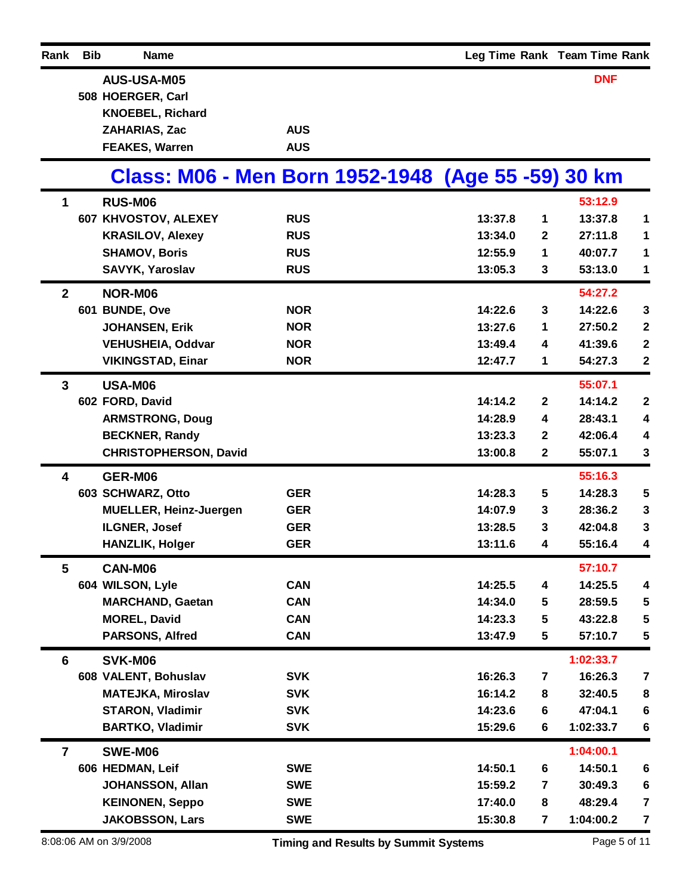| Rank | Bib | Name | | Leg Time | Rank | Team Time | Rank |
|---|---|---|---|---|---|---|---|
| | | **AUS-USA-M05** | | | | **DNF** | |
| | 508 | HOERGER, Carl | | | | | |
| | | KNOEBEL, Richard | | | | | |
| | | ZAHARIAS, Zac | AUS | | | | |
| | | FEAKES, Warren | AUS | | | | |

## Class: M06 - Men Born 1952-1948 (Age 55 -59) 30 km

| Rank | Bib | Name | | Leg Time | Rank | Team Time | Rank |
|---|---|---|---|---|---|---|---|
| **1** | | **RUS-M06** | | | | **53:12.9** | |
| | 607 | KHVOSTOV, ALEXEY | RUS | 13:37.8 | 1 | 13:37.8 | 1 |
| | | KRASILOV, Alexey | RUS | 13:34.0 | 2 | 27:11.8 | 1 |
| | | SHAMOV, Boris | RUS | 12:55.9 | 1 | 40:07.7 | 1 |
| | | SAVYK, Yaroslav | RUS | 13:05.3 | 3 | 53:13.0 | 1 |
| **2** | | **NOR-M06** | | | | **54:27.2** | |
| | 601 | BUNDE, Ove | NOR | 14:22.6 | 3 | 14:22.6 | 3 |
| | | JOHANSEN, Erik | NOR | 13:27.6 | 1 | 27:50.2 | 2 |
| | | VEHUSHEIA, Oddvar | NOR | 13:49.4 | 4 | 41:39.6 | 2 |
| | | VIKINGSTAD, Einar | NOR | 12:47.7 | 1 | 54:27.3 | 2 |
| **3** | | **USA-M06** | | | | **55:07.1** | |
| | 602 | FORD, David | | 14:14.2 | 2 | 14:14.2 | 2 |
| | | ARMSTRONG, Doug | | 14:28.9 | 4 | 28:43.1 | 4 |
| | | BECKNER, Randy | | 13:23.3 | 2 | 42:06.4 | 4 |
| | | CHRISTOPHERSON, David | | 13:00.8 | 2 | 55:07.1 | 3 |
| **4** | | **GER-M06** | | | | **55:16.3** | |
| | 603 | SCHWARZ, Otto | GER | 14:28.3 | 5 | 14:28.3 | 5 |
| | | MUELLER, Heinz-Juergen | GER | 14:07.9 | 3 | 28:36.2 | 3 |
| | | ILGNER, Josef | GER | 13:28.5 | 3 | 42:04.8 | 3 |
| | | HANZLIK, Holger | GER | 13:11.6 | 4 | 55:16.4 | 4 |
| **5** | | **CAN-M06** | | | | **57:10.7** | |
| | 604 | WILSON, Lyle | CAN | 14:25.5 | 4 | 14:25.5 | 4 |
| | | MARCHAND, Gaetan | CAN | 14:34.0 | 5 | 28:59.5 | 5 |
| | | MOREL, David | CAN | 14:23.3 | 5 | 43:22.8 | 5 |
| | | PARSONS, Alfred | CAN | 13:47.9 | 5 | 57:10.7 | 5 |
| **6** | | **SVK-M06** | | | | **1:02:33.7** | |
| | 608 | VALENT, Bohuslav | SVK | 16:26.3 | 7 | 16:26.3 | 7 |
| | | MATEJKA, Miroslav | SVK | 16:14.2 | 8 | 32:40.5 | 8 |
| | | STARON, Vladimir | SVK | 14:23.6 | 6 | 47:04.1 | 6 |
| | | BARTKO, Vladimir | SVK | 15:29.6 | 6 | 1:02:33.7 | 6 |
| **7** | | **SWE-M06** | | | | **1:04:00.1** | |
| | 606 | HEDMAN, Leif | SWE | 14:50.1 | 6 | 14:50.1 | 6 |
| | | JOHANSSON, Allan | SWE | 15:59.2 | 7 | 30:49.3 | 6 |
| | | KEINONEN, Seppo | SWE | 17:40.0 | 8 | 48:29.4 | 7 |
| | | JAKOBSSON, Lars | SWE | 15:30.8 | 7 | 1:04:00.2 | 7 |

8:08:06 AM on 3/9/2008 — Timing and Results by Summit Systems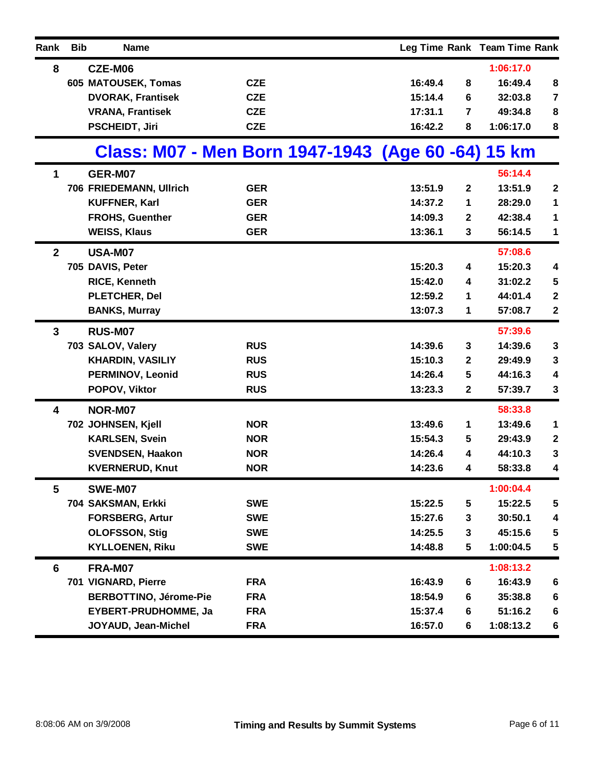| Rank | Bib | Name | | Leg Time | Rank | Team Time | Rank |
|---|---|---|---|---|---|---|---|
| 8 | | CZE-M06 | | | | 1:06:17.0 | |
| | 605 | MATOUSEK, Tomas | CZE | 16:49.4 | 8 | 16:49.4 | 8 |
| | | DVORAK, Frantisek | CZE | 15:14.4 | 6 | 32:03.8 | 7 |
| | | VRANA, Frantisek | CZE | 17:31.1 | 7 | 49:34.8 | 8 |
| | | PSCHEIDT, Jiri | CZE | 16:42.2 | 8 | 1:06:17.0 | 8 |

## Class: M07 - Men Born 1947-1943 (Age 60 -64) 15 km

| Rank | Bib | Name | | Leg Time | Rank | Team Time | Rank |
|---|---|---|---|---|---|---|---|
| 1 | | GER-M07 | | | | 56:14.4 | |
| | 706 | FRIEDEMANN, Ullrich | GER | 13:51.9 | 2 | 13:51.9 | 2 |
| | | KUFFNER, Karl | GER | 14:37.2 | 1 | 28:29.0 | 1 |
| | | FROHS, Guenther | GER | 14:09.3 | 2 | 42:38.4 | 1 |
| | | WEISS, Klaus | GER | 13:36.1 | 3 | 56:14.5 | 1 |
| 2 | | USA-M07 | | | | 57:08.6 | |
| | 705 | DAVIS, Peter | | 15:20.3 | 4 | 15:20.3 | 4 |
| | | RICE, Kenneth | | 15:42.0 | 4 | 31:02.2 | 5 |
| | | PLETCHER, Del | | 12:59.2 | 1 | 44:01.4 | 2 |
| | | BANKS, Murray | | 13:07.3 | 1 | 57:08.7 | 2 |
| 3 | | RUS-M07 | | | | 57:39.6 | |
| | 703 | SALOV, Valery | RUS | 14:39.6 | 3 | 14:39.6 | 3 |
| | | KHARDIN, VASILIY | RUS | 15:10.3 | 2 | 29:49.9 | 3 |
| | | PERMINOV, Leonid | RUS | 14:26.4 | 5 | 44:16.3 | 4 |
| | | POPOV, Viktor | RUS | 13:23.3 | 2 | 57:39.7 | 3 |
| 4 | | NOR-M07 | | | | 58:33.8 | |
| | 702 | JOHNSEN, Kjell | NOR | 13:49.6 | 1 | 13:49.6 | 1 |
| | | KARLSEN, Svein | NOR | 15:54.3 | 5 | 29:43.9 | 2 |
| | | SVENDSEN, Haakon | NOR | 14:26.4 | 4 | 44:10.3 | 3 |
| | | KVERNERUD, Knut | NOR | 14:23.6 | 4 | 58:33.8 | 4 |
| 5 | | SWE-M07 | | | | 1:00:04.4 | |
| | 704 | SAKSMAN, Erkki | SWE | 15:22.5 | 5 | 15:22.5 | 5 |
| | | FORSBERG, Artur | SWE | 15:27.6 | 3 | 30:50.1 | 4 |
| | | OLOFSSON, Stig | SWE | 14:25.5 | 3 | 45:15.6 | 5 |
| | | KYLLOENEN, Riku | SWE | 14:48.8 | 5 | 1:00:04.5 | 5 |
| 6 | | FRA-M07 | | | | 1:08:13.2 | |
| | 701 | VIGNARD, Pierre | FRA | 16:43.9 | 6 | 16:43.9 | 6 |
| | | BERBOTTINO, Jérome-Pie | FRA | 18:54.9 | 6 | 35:38.8 | 6 |
| | | EYBERT-PRUDHOMME, Ja | FRA | 15:37.4 | 6 | 51:16.2 | 6 |
| | | JOYAUD, Jean-Michel | FRA | 16:57.0 | 6 | 1:08:13.2 | 6 |

8:08:06 AM on 3/9/2008 Timing and Results by Summit Systems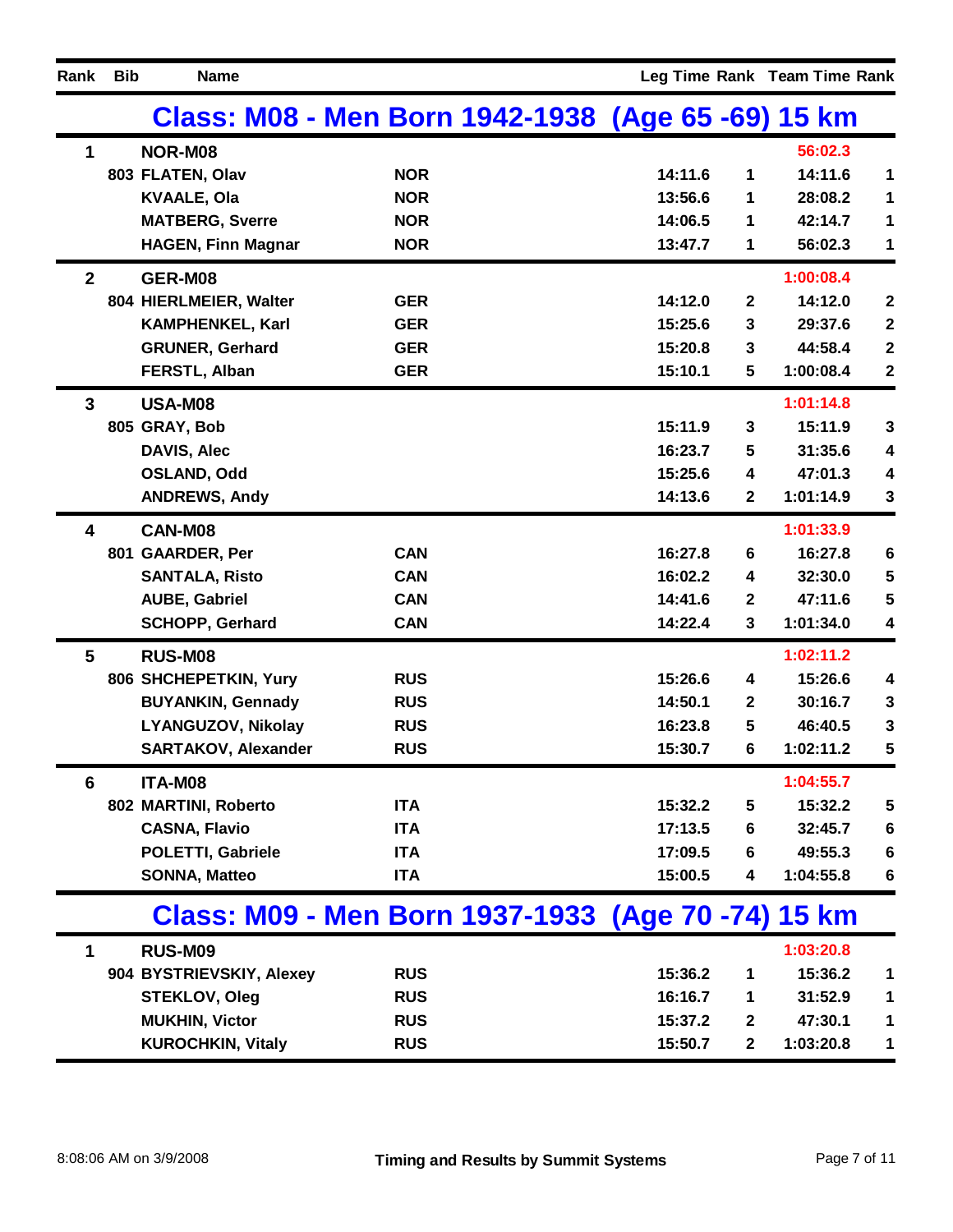| Rank | Bib | Name | | Leg Time | Rank | Team Time | Rank |
|---|---|---|---|---|---|---|---|

## Class: M08 - Men Born 1942-1938 (Age 65 -69) 15 km

| Rank | Bib | Name | | Leg Time | Rank | Team Time | Rank |
|---|---|---|---|---|---|---|---|
| 1 | | NOR-M08 | | | | 56:02.3 | |
| | 803 | FLATEN, Olav | NOR | 14:11.6 | 1 | 14:11.6 | 1 |
| | | KVAALE, Ola | NOR | 13:56.6 | 1 | 28:08.2 | 1 |
| | | MATBERG, Sverre | NOR | 14:06.5 | 1 | 42:14.7 | 1 |
| | | HAGEN, Finn Magnar | NOR | 13:47.7 | 1 | 56:02.3 | 1 |
| 2 | | GER-M08 | | | | 1:00:08.4 | |
| | 804 | HIERLMEIER, Walter | GER | 14:12.0 | 2 | 14:12.0 | 2 |
| | | KAMPHENKEL, Karl | GER | 15:25.6 | 3 | 29:37.6 | 2 |
| | | GRUNER, Gerhard | GER | 15:20.8 | 3 | 44:58.4 | 2 |
| | | FERSTL, Alban | GER | 15:10.1 | 5 | 1:00:08.4 | 2 |
| 3 | | USA-M08 | | | | 1:01:14.8 | |
| | 805 | GRAY, Bob | | 15:11.9 | 3 | 15:11.9 | 3 |
| | | DAVIS, Alec | | 16:23.7 | 5 | 31:35.6 | 4 |
| | | OSLAND, Odd | | 15:25.6 | 4 | 47:01.3 | 4 |
| | | ANDREWS, Andy | | 14:13.6 | 2 | 1:01:14.9 | 3 |
| 4 | | CAN-M08 | | | | 1:01:33.9 | |
| | 801 | GAARDER, Per | CAN | 16:27.8 | 6 | 16:27.8 | 6 |
| | | SANTALA, Risto | CAN | 16:02.2 | 4 | 32:30.0 | 5 |
| | | AUBE, Gabriel | CAN | 14:41.6 | 2 | 47:11.6 | 5 |
| | | SCHOPP, Gerhard | CAN | 14:22.4 | 3 | 1:01:34.0 | 4 |
| 5 | | RUS-M08 | | | | 1:02:11.2 | |
| | 806 | SHCHEPETKIN, Yury | RUS | 15:26.6 | 4 | 15:26.6 | 4 |
| | | BUYANKIN, Gennady | RUS | 14:50.1 | 2 | 30:16.7 | 3 |
| | | LYANGUZOV, Nikolay | RUS | 16:23.8 | 5 | 46:40.5 | 3 |
| | | SARTAKOV, Alexander | RUS | 15:30.7 | 6 | 1:02:11.2 | 5 |
| 6 | | ITA-M08 | | | | 1:04:55.7 | |
| | 802 | MARTINI, Roberto | ITA | 15:32.2 | 5 | 15:32.2 | 5 |
| | | CASNA, Flavio | ITA | 17:13.5 | 6 | 32:45.7 | 6 |
| | | POLETTI, Gabriele | ITA | 17:09.5 | 6 | 49:55.3 | 6 |
| | | SONNA, Matteo | ITA | 15:00.5 | 4 | 1:04:55.8 | 6 |

## Class: M09 - Men Born 1937-1933 (Age 70 -74) 15 km

| Rank | Bib | Name | | Leg Time | Rank | Team Time | Rank |
|---|---|---|---|---|---|---|---|
| 1 | | RUS-M09 | | | | 1:03:20.8 | |
| | 904 | BYSTRIEVSKIY, Alexey | RUS | 15:36.2 | 1 | 15:36.2 | 1 |
| | | STEKLOV, Oleg | RUS | 16:16.7 | 1 | 31:52.9 | 1 |
| | | MUKHIN, Victor | RUS | 15:37.2 | 2 | 47:30.1 | 1 |
| | | KUROCHKIN, Vitaly | RUS | 15:50.7 | 2 | 1:03:20.8 | 1 |

8:08:06 AM on 3/9/2008 — Timing and Results by Summit Systems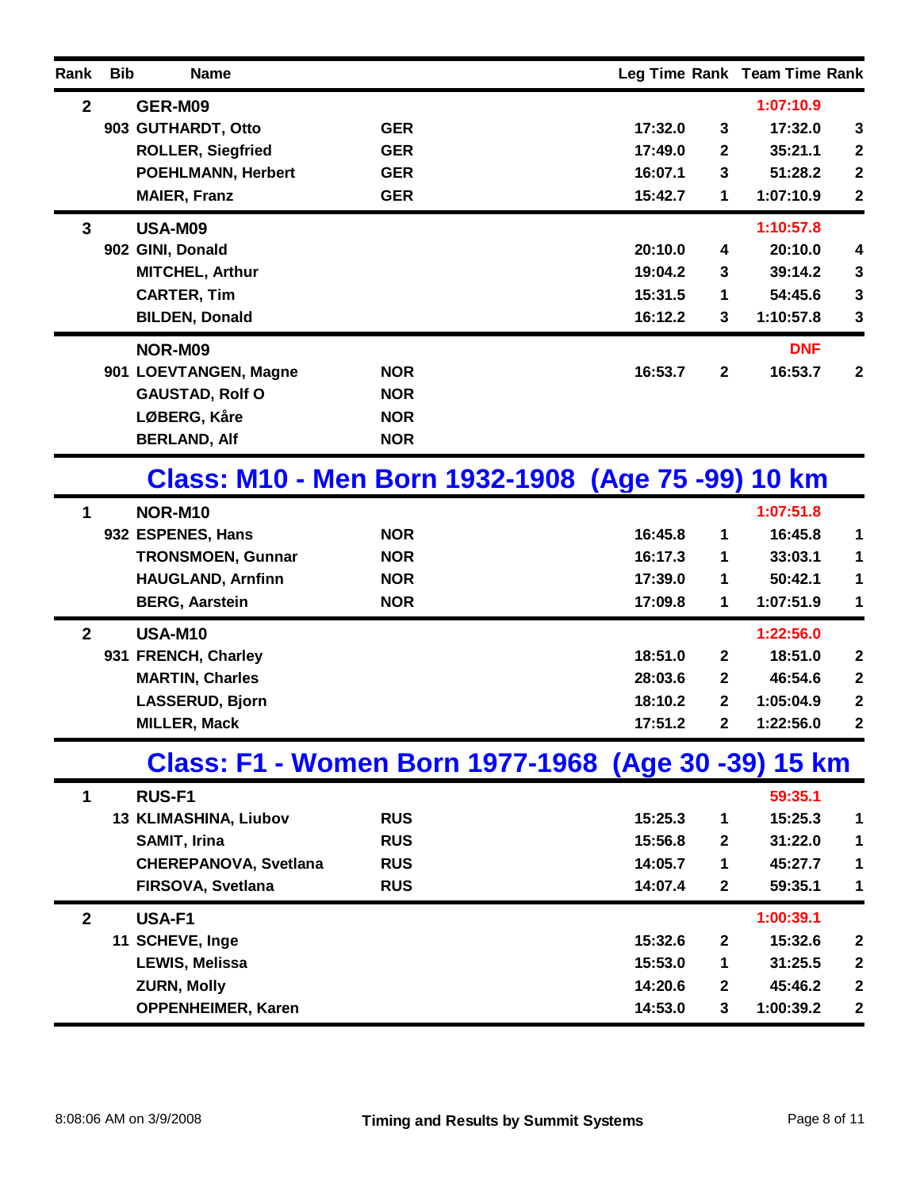| Rank | Bib | Name | | Leg Time | Rank | Team Time | Rank |
|---|---|---|---|---|---|---|---|
| **2** | | **GER-M09** | | | | **1:07:10.9** | |
| | **903** | **GUTHARDT, Otto** | **GER** | **17:32.0** | **3** | **17:32.0** | **3** |
| | | **ROLLER, Siegfried** | **GER** | **17:49.0** | **2** | **35:21.1** | **2** |
| | | **POEHLMANN, Herbert** | **GER** | **16:07.1** | **3** | **51:28.2** | **2** |
| | | **MAIER, Franz** | **GER** | **15:42.7** | **1** | **1:07:10.9** | **2** |
| **3** | | **USA-M09** | | | | **1:10:57.8** | |
| | **902** | **GINI, Donald** | | **20:10.0** | **4** | **20:10.0** | **4** |
| | | **MITCHEL, Arthur** | | **19:04.2** | **3** | **39:14.2** | **3** |
| | | **CARTER, Tim** | | **15:31.5** | **1** | **54:45.6** | **3** |
| | | **BILDEN, Donald** | | **16:12.2** | **3** | **1:10:57.8** | **3** |
| | | **NOR-M09** | | | | **DNF** | |
| | **901** | **LOEVTANGEN, Magne** | **NOR** | **16:53.7** | **2** | **16:53.7** | **2** |
| | | **GAUSTAD, Rolf O** | **NOR** | | | | |
| | | **LØBERG, Kåre** | **NOR** | | | | |
| | | **BERLAND, Alf** | **NOR** | | | | |

## Class: M10 - Men Born 1932-1908 (Age 75 -99) 10 km

| Rank | Bib | Name | | Leg Time | Rank | Team Time | Rank |
|---|---|---|---|---|---|---|---|
| **1** | | **NOR-M10** | | | | **1:07:51.8** | |
| | **932** | **ESPENES, Hans** | **NOR** | **16:45.8** | **1** | **16:45.8** | **1** |
| | | **TRONSMOEN, Gunnar** | **NOR** | **16:17.3** | **1** | **33:03.1** | **1** |
| | | **HAUGLAND, Arnfinn** | **NOR** | **17:39.0** | **1** | **50:42.1** | **1** |
| | | **BERG, Aarstein** | **NOR** | **17:09.8** | **1** | **1:07:51.9** | **1** |
| **2** | | **USA-M10** | | | | **1:22:56.0** | |
| | **931** | **FRENCH, Charley** | | **18:51.0** | **2** | **18:51.0** | **2** |
| | | **MARTIN, Charles** | | **28:03.6** | **2** | **46:54.6** | **2** |
| | | **LASSERUD, Bjorn** | | **18:10.2** | **2** | **1:05:04.9** | **2** |
| | | **MILLER, Mack** | | **17:51.2** | **2** | **1:22:56.0** | **2** |

## Class: F1 - Women Born 1977-1968 (Age 30 -39) 15 km

| Rank | Bib | Name | | Leg Time | Rank | Team Time | Rank |
|---|---|---|---|---|---|---|---|
| **1** | | **RUS-F1** | | | | **59:35.1** | |
| | **13** | **KLIMASHINA, Liubov** | **RUS** | **15:25.3** | **1** | **15:25.3** | **1** |
| | | **SAMIT, Irina** | **RUS** | **15:56.8** | **2** | **31:22.0** | **1** |
| | | **CHEREPANOVA, Svetlana** | **RUS** | **14:05.7** | **1** | **45:27.7** | **1** |
| | | **FIRSOVA, Svetlana** | **RUS** | **14:07.4** | **2** | **59:35.1** | **1** |
| **2** | | **USA-F1** | | | | **1:00:39.1** | |
| | **11** | **SCHEVE, Inge** | | **15:32.6** | **2** | **15:32.6** | **2** |
| | | **LEWIS, Melissa** | | **15:53.0** | **1** | **31:25.5** | **2** |
| | | **ZURN, Molly** | | **14:20.6** | **2** | **45:46.2** | **2** |
| | | **OPPENHEIMER, Karen** | | **14:53.0** | **3** | **1:00:39.2** | **2** |

8:08:06 AM on 3/9/2008 — **Timing and Results by Summit Systems**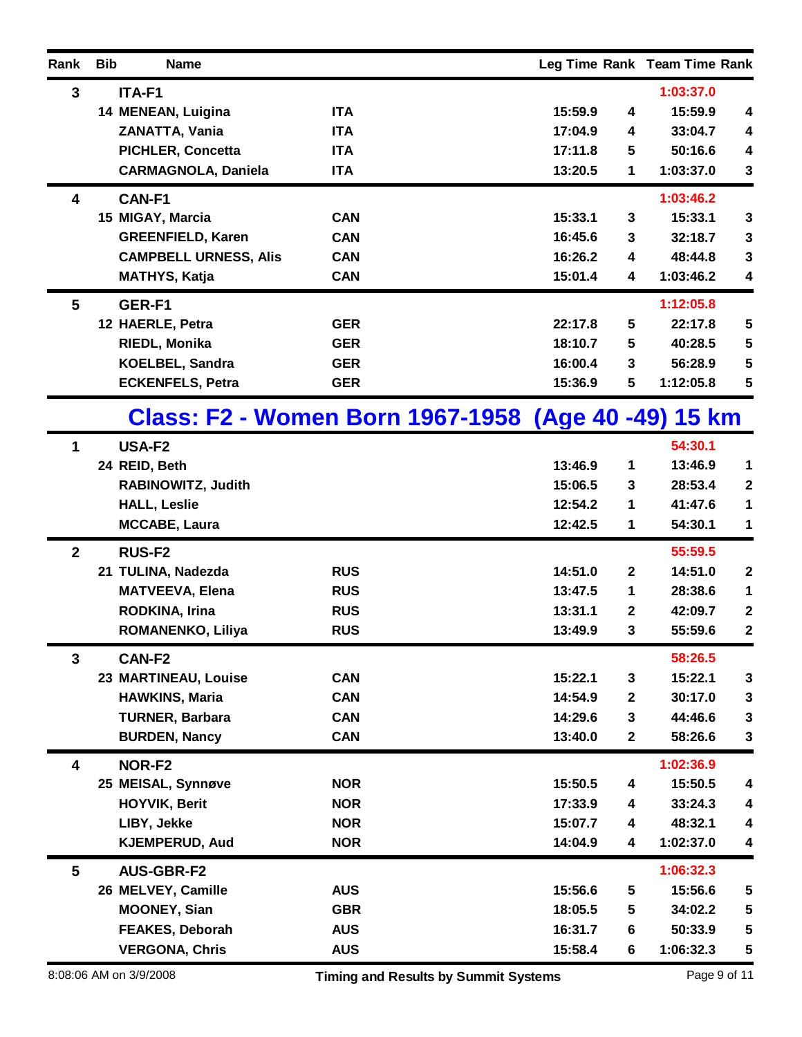| Rank | Bib | Name | | Leg Time | Rank | Team Time | Rank |
|---|---|---|---|---|---|---|---|
| 3 | | ITA-F1 | | | | 1:03:37.0 | |
| | 14 | MENEAN, Luigina | ITA | 15:59.9 | 4 | 15:59.9 | 4 |
| | | ZANATTA, Vania | ITA | 17:04.9 | 4 | 33:04.7 | 4 |
| | | PICHLER, Concetta | ITA | 17:11.8 | 5 | 50:16.6 | 4 |
| | | CARMAGNOLA, Daniela | ITA | 13:20.5 | 1 | 1:03:37.0 | 3 |
| 4 | | CAN-F1 | | | | 1:03:46.2 | |
| | 15 | MIGAY, Marcia | CAN | 15:33.1 | 3 | 15:33.1 | 3 |
| | | GREENFIELD, Karen | CAN | 16:45.6 | 3 | 32:18.7 | 3 |
| | | CAMPBELL URNESS, Alis | CAN | 16:26.2 | 4 | 48:44.8 | 3 |
| | | MATHYS, Katja | CAN | 15:01.4 | 4 | 1:03:46.2 | 4 |
| 5 | | GER-F1 | | | | 1:12:05.8 | |
| | 12 | HAERLE, Petra | GER | 22:17.8 | 5 | 22:17.8 | 5 |
| | | RIEDL, Monika | GER | 18:10.7 | 5 | 40:28.5 | 5 |
| | | KOELBEL, Sandra | GER | 16:00.4 | 3 | 56:28.9 | 5 |
| | | ECKENFELS, Petra | GER | 15:36.9 | 5 | 1:12:05.8 | 5 |

## Class: F2 - Women Born 1967-1958 (Age 40 -49) 15 km

| Rank | Bib | Name | | Leg Time | Rank | Team Time | Rank |
|---|---|---|---|---|---|---|---|
| 1 | | USA-F2 | | | | 54:30.1 | |
| | 24 | REID, Beth | | 13:46.9 | 1 | 13:46.9 | 1 |
| | | RABINOWITZ, Judith | | 15:06.5 | 3 | 28:53.4 | 2 |
| | | HALL, Leslie | | 12:54.2 | 1 | 41:47.6 | 1 |
| | | MCCABE, Laura | | 12:42.5 | 1 | 54:30.1 | 1 |
| 2 | | RUS-F2 | | | | 55:59.5 | |
| | 21 | TULINA, Nadezda | RUS | 14:51.0 | 2 | 14:51.0 | 2 |
| | | MATVEEVA, Elena | RUS | 13:47.5 | 1 | 28:38.6 | 1 |
| | | RODKINA, Irina | RUS | 13:31.1 | 2 | 42:09.7 | 2 |
| | | ROMANENKO, Liliya | RUS | 13:49.9 | 3 | 55:59.6 | 2 |
| 3 | | CAN-F2 | | | | 58:26.5 | |
| | 23 | MARTINEAU, Louise | CAN | 15:22.1 | 3 | 15:22.1 | 3 |
| | | HAWKINS, Maria | CAN | 14:54.9 | 2 | 30:17.0 | 3 |
| | | TURNER, Barbara | CAN | 14:29.6 | 3 | 44:46.6 | 3 |
| | | BURDEN, Nancy | CAN | 13:40.0 | 2 | 58:26.6 | 3 |
| 4 | | NOR-F2 | | | | 1:02:36.9 | |
| | 25 | MEISAL, Synnøve | NOR | 15:50.5 | 4 | 15:50.5 | 4 |
| | | HOYVIK, Berit | NOR | 17:33.9 | 4 | 33:24.3 | 4 |
| | | LIBY, Jekke | NOR | 15:07.7 | 4 | 48:32.1 | 4 |
| | | KJEMPERUD, Aud | NOR | 14:04.9 | 4 | 1:02:37.0 | 4 |
| 5 | | AUS-GBR-F2 | | | | 1:06:32.3 | |
| | 26 | MELVEY, Camille | AUS | 15:56.6 | 5 | 15:56.6 | 5 |
| | | MOONEY, Sian | GBR | 18:05.5 | 5 | 34:02.2 | 5 |
| | | FEAKES, Deborah | AUS | 16:31.7 | 6 | 50:33.9 | 5 |
| | | VERGONA, Chris | AUS | 15:58.4 | 6 | 1:06:32.3 | 5 |

8:08:06 AM on 3/9/2008 — Timing and Results by Summit Systems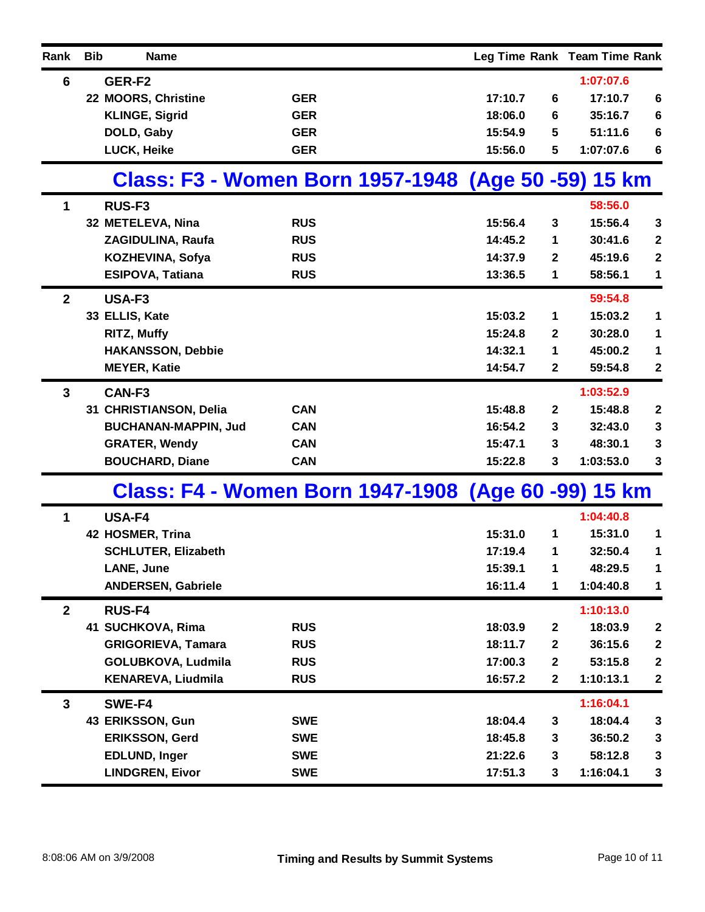| Rank | Bib | Name | | Leg Time | Rank | Team Time | Rank |
|---|---|---|---|---|---|---|---|
| 6 | | GER-F2 | | | | 1:07:07.6 | |
| | 22 | MOORS, Christine | GER | 17:10.7 | 6 | 17:10.7 | 6 |
| | | KLINGE, Sigrid | GER | 18:06.0 | 6 | 35:16.7 | 6 |
| | | DOLD, Gaby | GER | 15:54.9 | 5 | 51:11.6 | 6 |
| | | LUCK, Heike | GER | 15:56.0 | 5 | 1:07:07.6 | 6 |

## Class: F3 - Women Born 1957-1948 (Age 50 -59) 15 km

| Rank | Bib | Name | | Leg Time | Rank | Team Time | Rank |
|---|---|---|---|---|---|---|---|
| 1 | | RUS-F3 | | | | 58:56.0 | |
| | 32 | METELEVA, Nina | RUS | 15:56.4 | 3 | 15:56.4 | 3 |
| | | ZAGIDULINA, Raufa | RUS | 14:45.2 | 1 | 30:41.6 | 2 |
| | | KOZHEVINA, Sofya | RUS | 14:37.9 | 2 | 45:19.6 | 2 |
| | | ESIPOVA, Tatiana | RUS | 13:36.5 | 1 | 58:56.1 | 1 |
| 2 | | USA-F3 | | | | 59:54.8 | |
| | 33 | ELLIS, Kate | | 15:03.2 | 1 | 15:03.2 | 1 |
| | | RITZ, Muffy | | 15:24.8 | 2 | 30:28.0 | 1 |
| | | HAKANSSON, Debbie | | 14:32.1 | 1 | 45:00.2 | 1 |
| | | MEYER, Katie | | 14:54.7 | 2 | 59:54.8 | 2 |
| 3 | | CAN-F3 | | | | 1:03:52.9 | |
| | 31 | CHRISTIANSON, Delia | CAN | 15:48.8 | 2 | 15:48.8 | 2 |
| | | BUCHANAN-MAPPIN, Jud | CAN | 16:54.2 | 3 | 32:43.0 | 3 |
| | | GRATER, Wendy | CAN | 15:47.1 | 3 | 48:30.1 | 3 |
| | | BOUCHARD, Diane | CAN | 15:22.8 | 3 | 1:03:53.0 | 3 |

## Class: F4 - Women Born 1947-1908 (Age 60 -99) 15 km

| Rank | Bib | Name | | Leg Time | Rank | Team Time | Rank |
|---|---|---|---|---|---|---|---|
| 1 | | USA-F4 | | | | 1:04:40.8 | |
| | 42 | HOSMER, Trina | | 15:31.0 | 1 | 15:31.0 | 1 |
| | | SCHLUTER, Elizabeth | | 17:19.4 | 1 | 32:50.4 | 1 |
| | | LANE, June | | 15:39.1 | 1 | 48:29.5 | 1 |
| | | ANDERSEN, Gabriele | | 16:11.4 | 1 | 1:04:40.8 | 1 |
| 2 | | RUS-F4 | | | | 1:10:13.0 | |
| | 41 | SUCHKOVA, Rima | RUS | 18:03.9 | 2 | 18:03.9 | 2 |
| | | GRIGORIEVA, Tamara | RUS | 18:11.7 | 2 | 36:15.6 | 2 |
| | | GOLUBKOVA, Ludmila | RUS | 17:00.3 | 2 | 53:15.8 | 2 |
| | | KENAREVA, Liudmila | RUS | 16:57.2 | 2 | 1:10:13.1 | 2 |
| 3 | | SWE-F4 | | | | 1:16:04.1 | |
| | 43 | ERIKSSON, Gun | SWE | 18:04.4 | 3 | 18:04.4 | 3 |
| | | ERIKSSON, Gerd | SWE | 18:45.8 | 3 | 36:50.2 | 3 |
| | | EDLUND, Inger | SWE | 21:22.6 | 3 | 58:12.8 | 3 |
| | | LINDGREN, Eivor | SWE | 17:51.3 | 3 | 1:16:04.1 | 3 |

8:08:06 AM on 3/9/2008 — Timing and Results by Summit Systems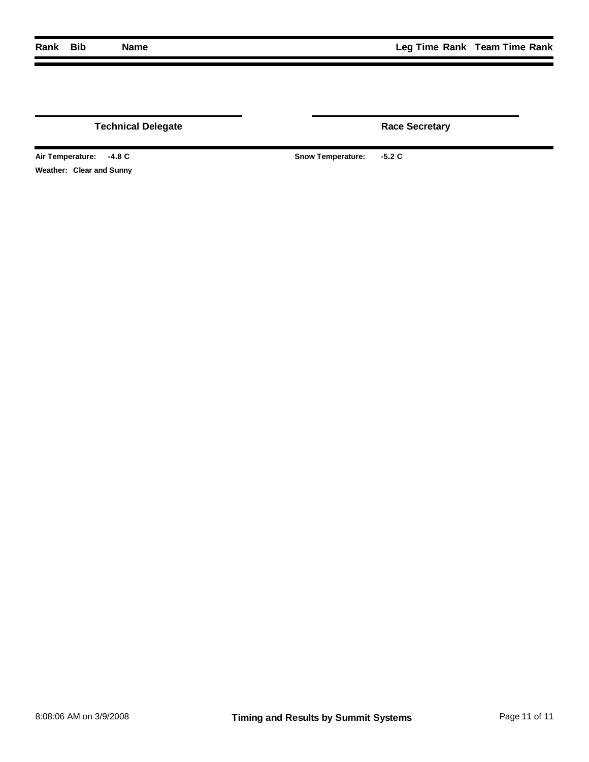| Rank | Bib | Name | Leg Time Rank | Team Time Rank |
| --- | --- | --- | --- | --- |

Technical Delegate

Race Secretary

**Air Temperature:** **-4.8 C**

**Snow Temperature:** **-5.2 C**

**Weather:** **Clear and Sunny**

8:08:06 AM on 3/9/2008

**Timing and Results by Summit Systems**